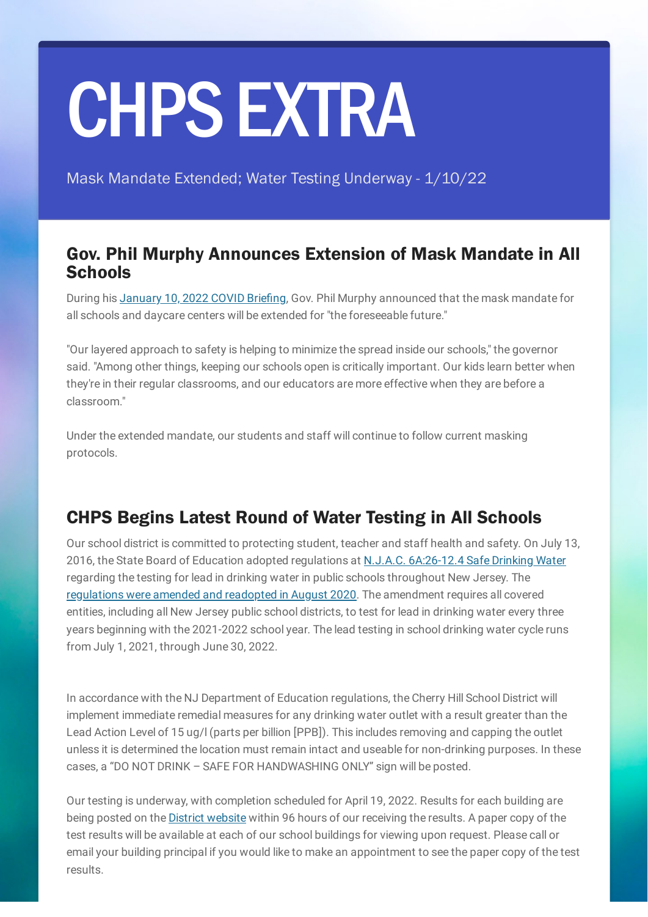# CHPS EXTRA

Mask Mandate Extended; Water Testing Underway - 1/10/22

## Gov. Phil Murphy Announces Extension of Mask Mandate in All Schools

During his [January 10, 2022 COVID Briefing], Gov. Phil Murphy announced that the mask mandate for all schools and daycare centers will be extended for "the foreseeable future."

"Our layered approach to safety is helping to minimize the spread inside our schools," the governor said. "Among other things, keeping our schools open is critically important. Our kids learn better when they're in their regular classrooms, and our educators are more effective when they are before a classroom."

Under the extended mandate, our students and staff will continue to follow current masking protocols.

## CHPS Begins Latest Round of Water Testing in All Schools

Our school district is committed to protecting student, teacher and staff health and safety. On July 13, 2016, the State Board of Education adopted regulations at [N.J.A.C. 6A:26-12.4 Safe Drinking Water] regarding the testing for lead in drinking water in public schools throughout New Jersey. The [regulations were amended and readopted in August 2020]. The amendment requires all covered entities, including all New Jersey public school districts, to test for lead in drinking water every three years beginning with the 2021-2022 school year. The lead testing in school drinking water cycle runs from July 1, 2021, through June 30, 2022.

In accordance with the NJ Department of Education regulations, the Cherry Hill School District will implement immediate remedial measures for any drinking water outlet with a result greater than the Lead Action Level of 15 ug/l (parts per billion [PPB]). This includes removing and capping the outlet unless it is determined the location must remain intact and useable for non-drinking purposes. In these cases, a "DO NOT DRINK – SAFE FOR HANDWASHING ONLY" sign will be posted.

Our testing is underway, with completion scheduled for April 19, 2022. Results for each building are being posted on the [District website] within 96 hours of our receiving the results. A paper copy of the test results will be available at each of our school buildings for viewing upon request. Please call or email your building principal if you would like to make an appointment to see the paper copy of the test results.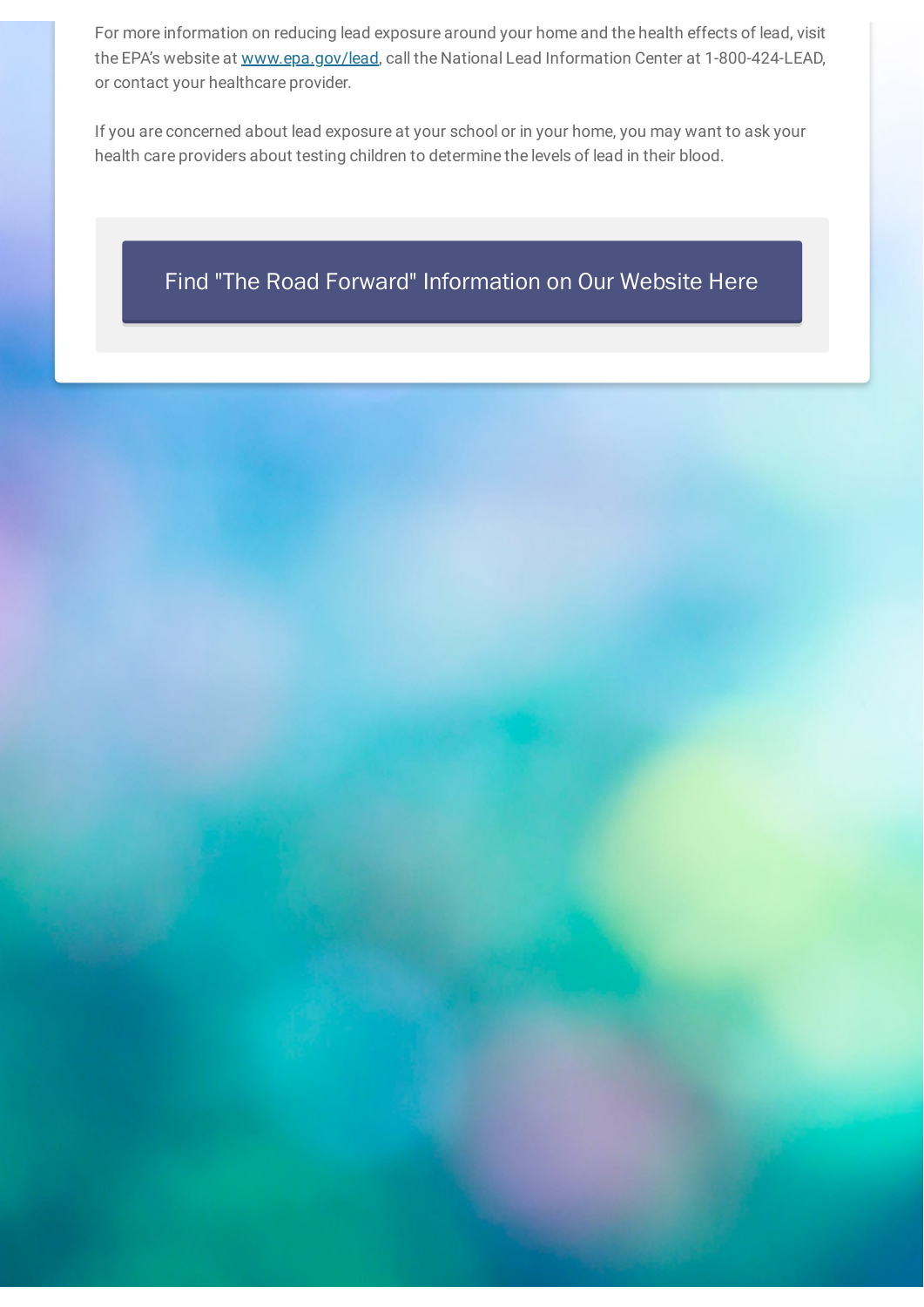For more information on reducing lead exposure around your home and the health effects of lead, visit the EPA's website at [www.epa.gov/lead](www.epa.gov/lead), call the National Lead Information Center at 1-800-424-LEAD, or contact your healthcare provider.

If you are concerned about lead exposure at your school or in your home, you may want to ask your health care providers about testing children to determine the levels of lead in their blood.

Find "The Road Forward" Information on Our Website Here